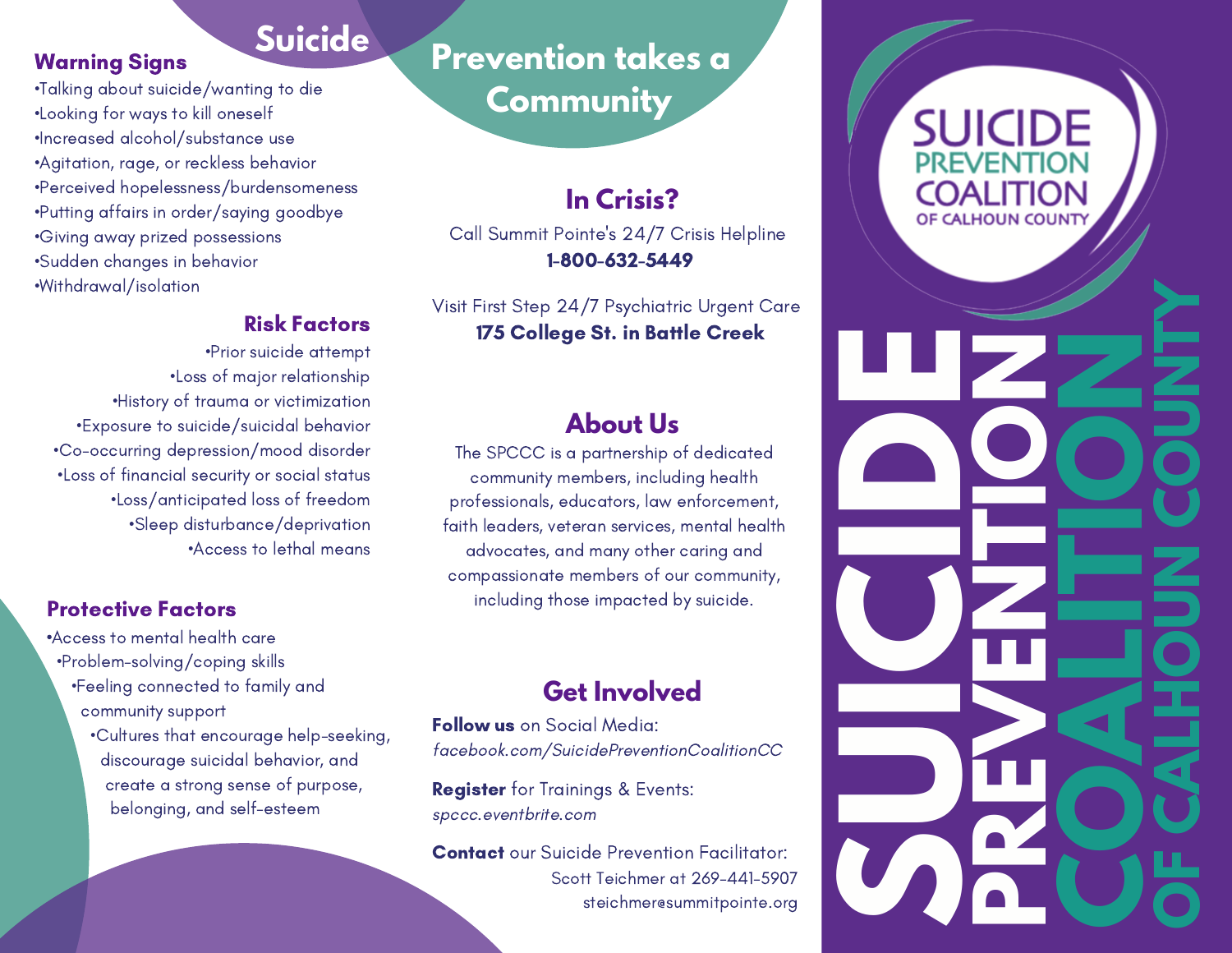# Suicide Prevention takes a Community

## Warning Signs

- •Talking about suicide/wanting to die
- •Looking for ways to kill oneself
- •Increased alcohol/substance use
- •Agitation, rage, or reckless behavior
- •Perceived hopelessness/burdensomeness
- •Putting affairs in order/saying goodbye
- •Giving away prized possessions
- •Sudden changes in behavior
- •Withdrawal/isolation

## Risk Factors

- •Prior suicide attempt
- •Loss of major relationship
- •History of trauma or victimization
- •Exposure to suicide/suicidal behavior
- •Co-occurring depression/mood disorder
- •Loss of financial security or social status
- •Loss/anticipated loss of freedom
- •Sleep disturbance/deprivation
- •Access to lethal means

## Protective Factors

- •Access to mental health care
- •Problem-solving/coping skills
- •Feeling connected to family and community support
- •Cultures that encourage help-seeking, discourage suicidal behavior, and create a strong sense of purpose, belonging, and self-esteem

## In Crisis?

Call Summit Pointe's 24/7 Crisis Helpline
**1-800-632-5449**

Visit First Step 24/7 Psychiatric Urgent Care
**175 College St. in Battle Creek**

## About Us

The SPCCC is a partnership of dedicated community members, including health professionals, educators, law enforcement, faith leaders, veteran services, mental health advocates, and many other caring and compassionate members of our community, including those impacted by suicide.

## Get Involved

**Follow us** on Social Media:
*facebook.com/SuicidePreventionCoalitionCC*

**Register** for Trainings & Events:
*spccc.eventbrite.com*

**Contact** our Suicide Prevention Facilitator:
Scott Teichmer at 269-441-5907
steichmer@summitpointe.org

# SUICIDE PREVENTION COALITION OF CALHOUN COUNTY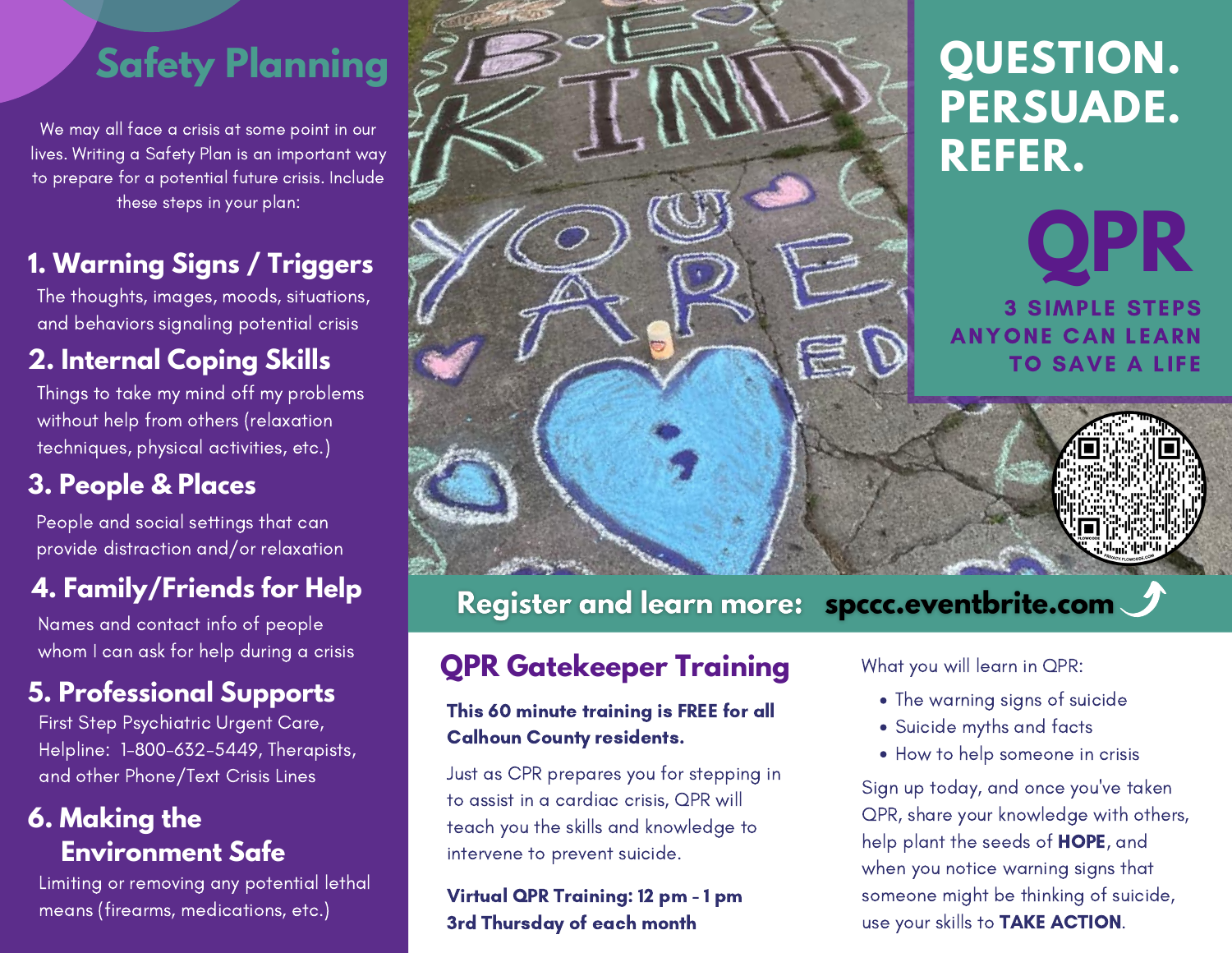## Safety Planning

We may all face a crisis at some point in our lives. Writing a Safety Plan is an important way to prepare for a potential future crisis. Include these steps in your plan:

### 1. Warning Signs / Triggers

The thoughts, images, moods, situations, and behaviors signaling potential crisis

### 2. Internal Coping Skills

Things to take my mind off my problems without help from others (relaxation techniques, physical activities, etc.)

### 3. People & Places

People and social settings that can provide distraction and/or relaxation

### 4. Family/Friends for Help

Names and contact info of people whom I can ask for help during a crisis

### 5. Professional Supports

First Step Psychiatric Urgent Care, Helpline: 1-800-632-5449, Therapists, and other Phone/Text Crisis Lines

### 6. Making the Environment Safe

Limiting or removing any potential lethal means (firearms, medications, etc.)

# QUESTION. PERSUADE. REFER.

# QPR

**3 SIMPLE STEPS ANYONE CAN LEARN TO SAVE A LIFE**

**Register and learn more: spccc.eventbrite.com**

## QPR Gatekeeper Training

**This 60 minute training is FREE for all Calhoun County residents.**

Just as CPR prepares you for stepping in to assist in a cardiac crisis, QPR will teach you the skills and knowledge to intervene to prevent suicide.

**Virtual QPR Training: 12 pm - 1 pm**
**3rd Thursday of each month**

What you will learn in QPR:

- The warning signs of suicide
- Suicide myths and facts
- How to help someone in crisis

Sign up today, and once you've taken QPR, share your knowledge with others, help plant the seeds of **HOPE**, and when you notice warning signs that someone might be thinking of suicide, use your skills to **TAKE ACTION**.